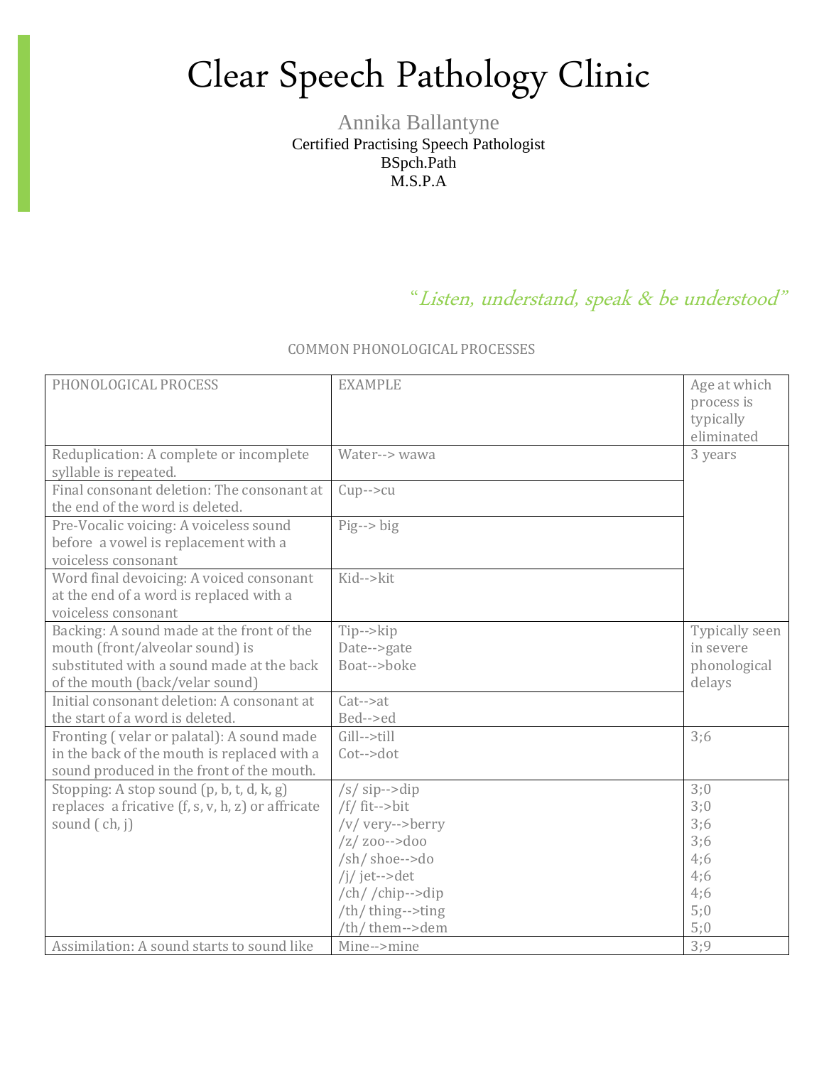# Clear Speech Pathology Clinic

Annika Ballantyne
Certified Practising Speech Pathologist
BSpch.Path
M.S.P.A

*"Listen, understand, speak & be understood"*

COMMON PHONOLOGICAL PROCESSES

| PHONOLOGICAL PROCESS | EXAMPLE | Age at which process is typically eliminated |
|---|---|---|
| Reduplication: A complete or incomplete syllable is repeated. | Water--> wawa | 3 years |
| Final consonant deletion: The consonant at the end of the word is deleted. | Cup-->cu | |
| Pre-Vocalic voicing: A voiceless sound before a vowel is replacement with a voiceless consonant | Pig--> big | |
| Word final devoicing: A voiced consonant at the end of a word is replaced with a voiceless consonant | Kid-->kit | |
| Backing: A sound made at the front of the mouth (front/alveolar sound) is substituted with a sound made at the back of the mouth (back/velar sound) | Tip-->kip<br>Date-->gate<br>Boat-->boke | Typically seen in severe phonological delays |
| Initial consonant deletion: A consonant at the start of a word is deleted. | Cat-->at<br>Bed-->ed | |
| Fronting ( velar or palatal): A sound made in the back of the mouth is replaced with a sound produced in the front of the mouth. | Gill-->till<br>Cot-->dot | 3;6 |
| Stopping: A stop sound (p, b, t, d, k, g) replaces a fricative (f, s, v, h, z) or affricate sound ( ch, j) | /s/ sip-->dip<br>/f/ fit-->bit<br>/v/ very-->berry<br>/z/ zoo-->doo<br>/sh/ shoe-->do<br>/j/ jet-->det<br>/ch/ /chip-->dip<br>/th/ thing-->ting<br>/th/ them-->dem | 3;0<br>3;0<br>3;6<br>3;6<br>4;6<br>4;6<br>4;6<br>5;0<br>5;0 |
| Assimilation: A sound starts to sound like | Mine-->mine | 3;9 |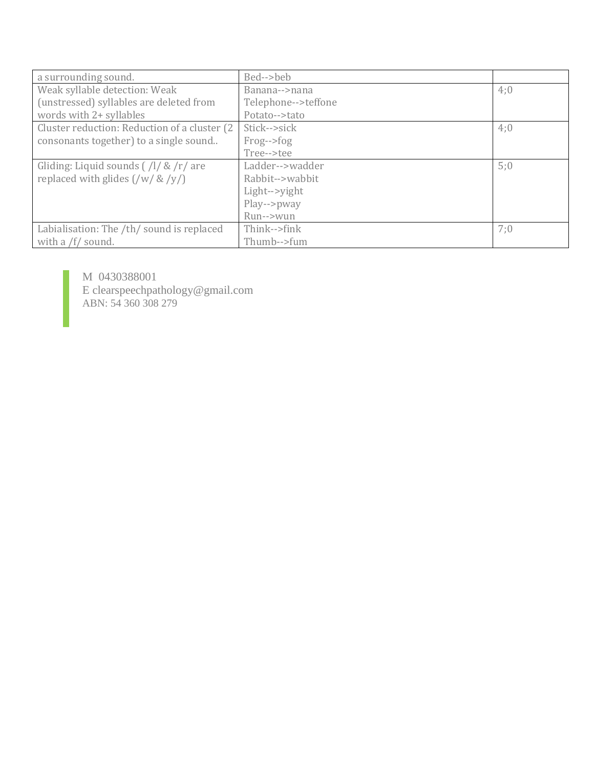| | | |
|---|---|---|
| a surrounding sound. | Bed-->beb | |
| Weak syllable detection: Weak (unstressed) syllables are deleted from words with 2+ syllables | Banana-->nana<br>Telephone-->teffone<br>Potato-->tato | 4;0 |
| Cluster reduction: Reduction of a cluster (2 consonants together) to a single sound.. | Stick-->sick<br>Frog-->fog<br>Tree-->tee | 4;0 |
| Gliding: Liquid sounds ( /l/ & /r/ are replaced with glides (/w/ & /y/) | Ladder-->wadder<br>Rabbit-->wabbit<br>Light-->yight<br>Play-->pway<br>Run-->wun | 5;0 |
| Labialisation: The /th/ sound is replaced with a /f/ sound. | Think-->fink<br>Thumb-->fum | 7;0 |

M 0430388001
E clearspeechpathology@gmail.com
ABN: 54 360 308 279